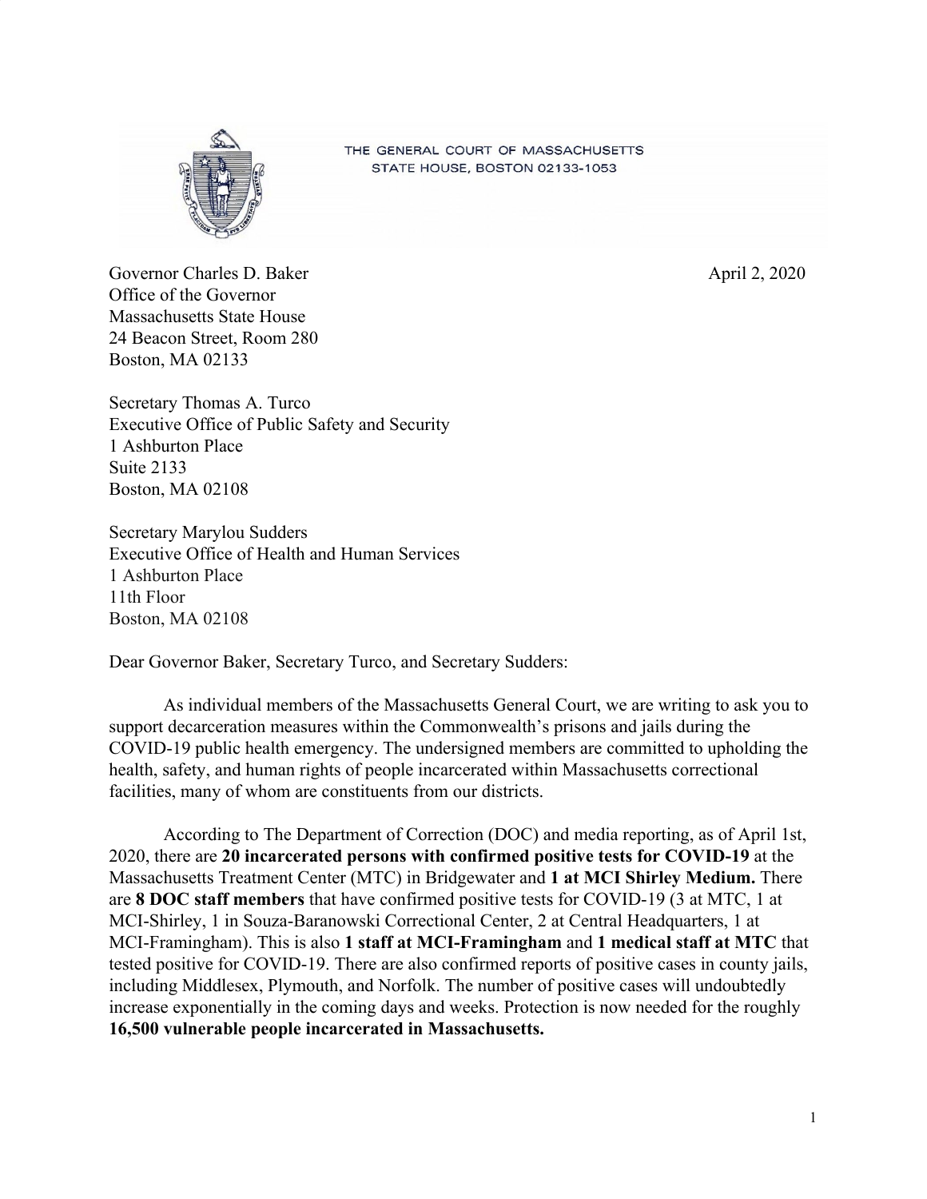THE GENERAL COURT OF MASSACHUSETTS
STATE HOUSE, BOSTON 02133-1053

Governor Charles D. Baker
Office of the Governor
Massachusetts State House
24 Beacon Street, Room 280
Boston, MA 02133

April 2, 2020

Secretary Thomas A. Turco
Executive Office of Public Safety and Security
1 Ashburton Place
Suite 2133
Boston, MA 02108

Secretary Marylou Sudders
Executive Office of Health and Human Services
1 Ashburton Place
11th Floor
Boston, MA 02108

Dear Governor Baker, Secretary Turco, and Secretary Sudders:

As individual members of the Massachusetts General Court, we are writing to ask you to support decarceration measures within the Commonwealth's prisons and jails during the COVID-19 public health emergency. The undersigned members are committed to upholding the health, safety, and human rights of people incarcerated within Massachusetts correctional facilities, many of whom are constituents from our districts.

According to The Department of Correction (DOC) and media reporting, as of April 1st, 2020, there are **20 incarcerated persons with confirmed positive tests for COVID-19** at the Massachusetts Treatment Center (MTC) in Bridgewater and **1 at MCI Shirley Medium.** There are **8 DOC staff members** that have confirmed positive tests for COVID-19 (3 at MTC, 1 at MCI-Shirley, 1 in Souza-Baranowski Correctional Center, 2 at Central Headquarters, 1 at MCI-Framingham). This is also **1 staff at MCI-Framingham** and **1 medical staff at MTC** that tested positive for COVID-19. There are also confirmed reports of positive cases in county jails, including Middlesex, Plymouth, and Norfolk. The number of positive cases will undoubtedly increase exponentially in the coming days and weeks. Protection is now needed for the roughly **16,500 vulnerable people incarcerated in Massachusetts.**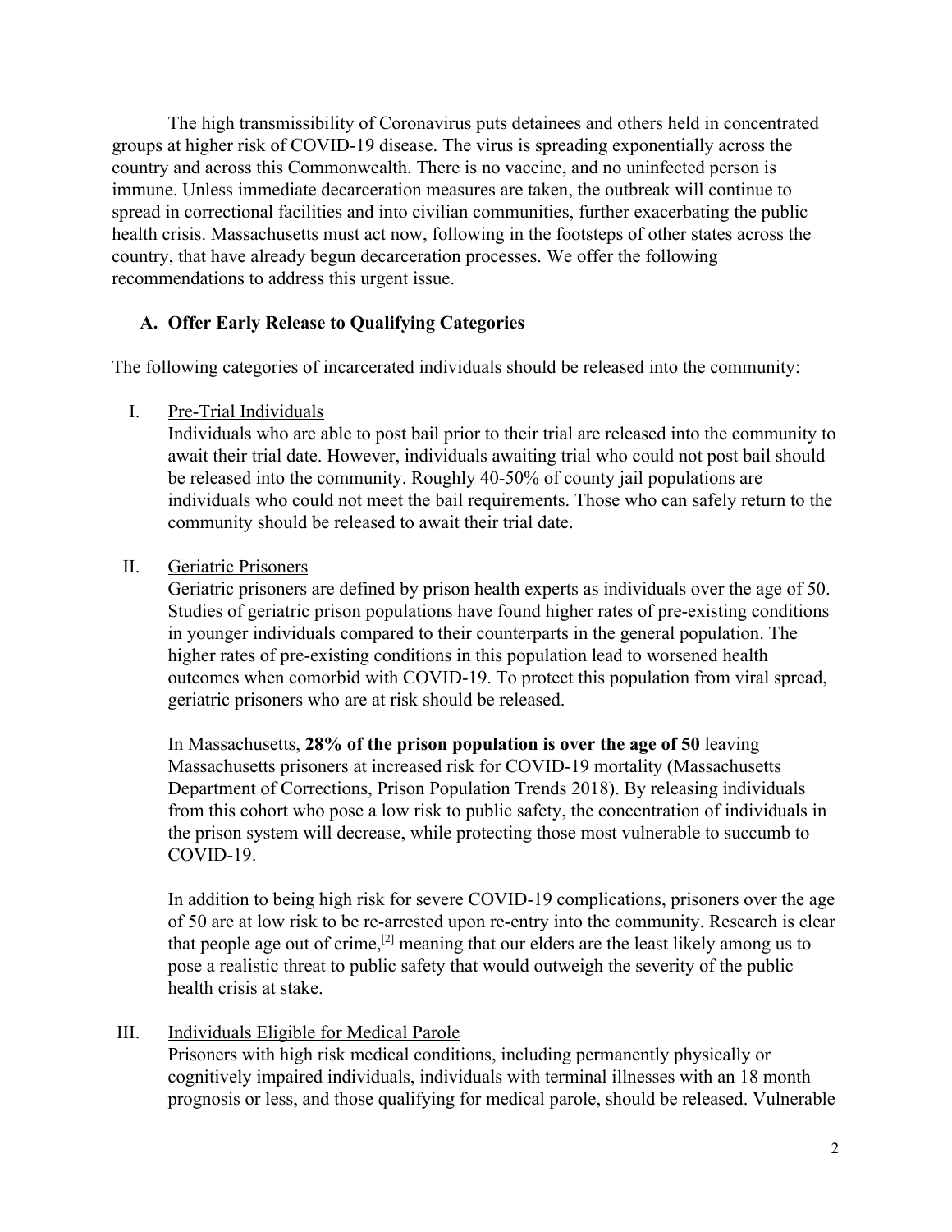The high transmissibility of Coronavirus puts detainees and others held in concentrated groups at higher risk of COVID-19 disease. The virus is spreading exponentially across the country and across this Commonwealth. There is no vaccine, and no uninfected person is immune. Unless immediate decarceration measures are taken, the outbreak will continue to spread in correctional facilities and into civilian communities, further exacerbating the public health crisis. Massachusetts must act now, following in the footsteps of other states across the country, that have already begun decarceration processes. We offer the following recommendations to address this urgent issue.

### A. Offer Early Release to Qualifying Categories

The following categories of incarcerated individuals should be released into the community:

I. <u>Pre-Trial Individuals</u>

Individuals who are able to post bail prior to their trial are released into the community to await their trial date. However, individuals awaiting trial who could not post bail should be released into the community. Roughly 40-50% of county jail populations are individuals who could not meet the bail requirements. Those who can safely return to the community should be released to await their trial date.

II. <u>Geriatric Prisoners</u>

Geriatric prisoners are defined by prison health experts as individuals over the age of 50. Studies of geriatric prison populations have found higher rates of pre-existing conditions in younger individuals compared to their counterparts in the general population. The higher rates of pre-existing conditions in this population lead to worsened health outcomes when comorbid with COVID-19. To protect this population from viral spread, geriatric prisoners who are at risk should be released.

In Massachusetts, **28% of the prison population is over the age of 50** leaving Massachusetts prisoners at increased risk for COVID-19 mortality (Massachusetts Department of Corrections, Prison Population Trends 2018). By releasing individuals from this cohort who pose a low risk to public safety, the concentration of individuals in the prison system will decrease, while protecting those most vulnerable to succumb to COVID-19.

In addition to being high risk for severe COVID-19 complications, prisoners over the age of 50 are at low risk to be re-arrested upon re-entry into the community. Research is clear that people age out of crime,[2] meaning that our elders are the least likely among us to pose a realistic threat to public safety that would outweigh the severity of the public health crisis at stake.

III. <u>Individuals Eligible for Medical Parole</u>

Prisoners with high risk medical conditions, including permanently physically or cognitively impaired individuals, individuals with terminal illnesses with an 18 month prognosis or less, and those qualifying for medical parole, should be released. Vulnerable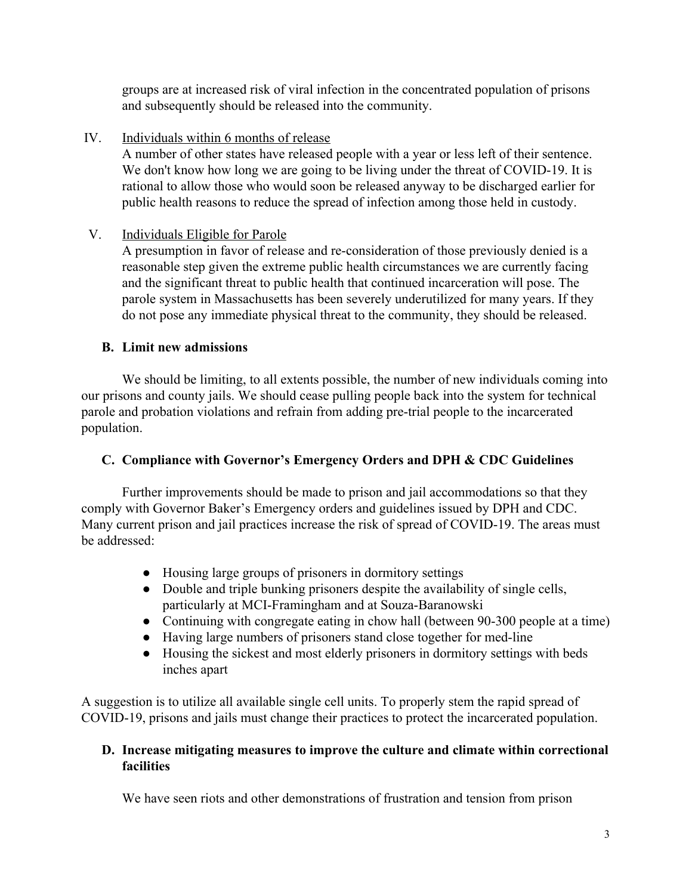groups are at increased risk of viral infection in the concentrated population of prisons and subsequently should be released into the community.

IV. Individuals within 6 months of release

A number of other states have released people with a year or less left of their sentence. We don't know how long we are going to be living under the threat of COVID-19. It is rational to allow those who would soon be released anyway to be discharged earlier for public health reasons to reduce the spread of infection among those held in custody.

V. Individuals Eligible for Parole

A presumption in favor of release and re-consideration of those previously denied is a reasonable step given the extreme public health circumstances we are currently facing and the significant threat to public health that continued incarceration will pose. The parole system in Massachusetts has been severely underutilized for many years. If they do not pose any immediate physical threat to the community, they should be released.

### B. Limit new admissions

We should be limiting, to all extents possible, the number of new individuals coming into our prisons and county jails. We should cease pulling people back into the system for technical parole and probation violations and refrain from adding pre-trial people to the incarcerated population.

### C. Compliance with Governor's Emergency Orders and DPH & CDC Guidelines

Further improvements should be made to prison and jail accommodations so that they comply with Governor Baker's Emergency orders and guidelines issued by DPH and CDC. Many current prison and jail practices increase the risk of spread of COVID-19. The areas must be addressed:

- Housing large groups of prisoners in dormitory settings
- Double and triple bunking prisoners despite the availability of single cells, particularly at MCI-Framingham and at Souza-Baranowski
- Continuing with congregate eating in chow hall (between 90-300 people at a time)
- Having large numbers of prisoners stand close together for med-line
- Housing the sickest and most elderly prisoners in dormitory settings with beds inches apart

A suggestion is to utilize all available single cell units. To properly stem the rapid spread of COVID-19, prisons and jails must change their practices to protect the incarcerated population.

### D. Increase mitigating measures to improve the culture and climate within correctional facilities

We have seen riots and other demonstrations of frustration and tension from prison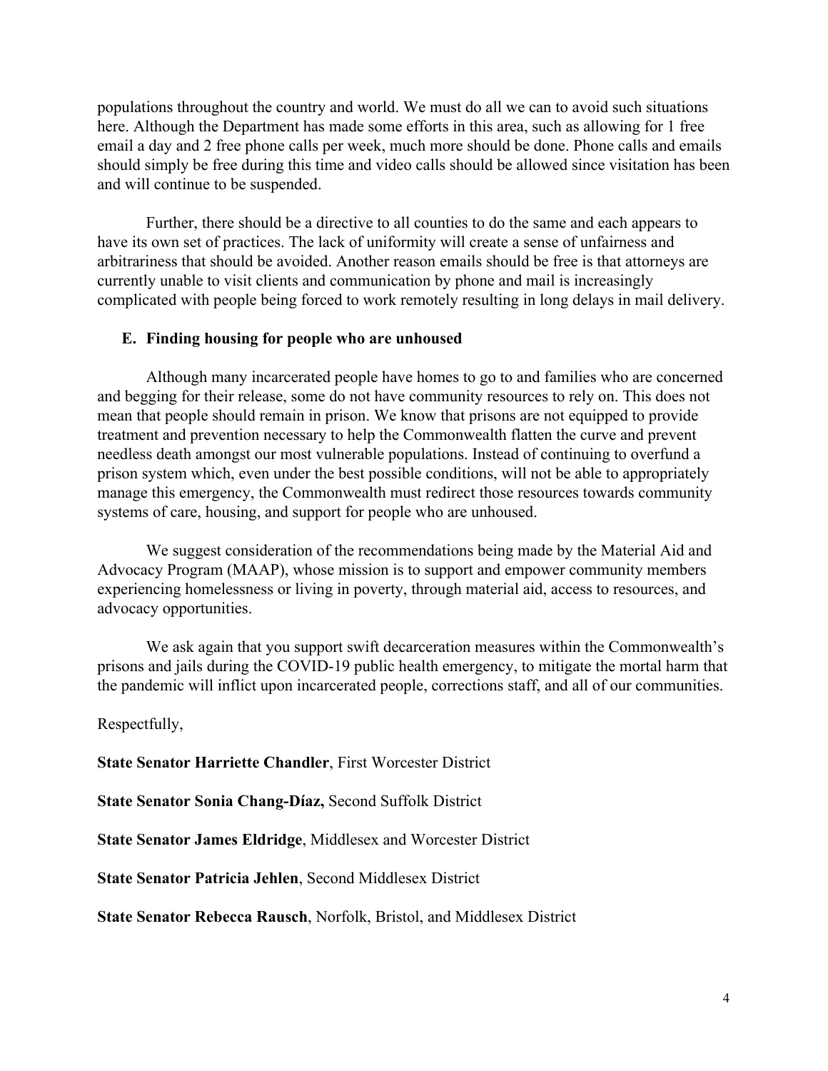populations throughout the country and world. We must do all we can to avoid such situations here. Although the Department has made some efforts in this area, such as allowing for 1 free email a day and 2 free phone calls per week, much more should be done. Phone calls and emails should simply be free during this time and video calls should be allowed since visitation has been and will continue to be suspended.

Further, there should be a directive to all counties to do the same and each appears to have its own set of practices. The lack of uniformity will create a sense of unfairness and arbitrariness that should be avoided. Another reason emails should be free is that attorneys are currently unable to visit clients and communication by phone and mail is increasingly complicated with people being forced to work remotely resulting in long delays in mail delivery.

### E. Finding housing for people who are unhoused

Although many incarcerated people have homes to go to and families who are concerned and begging for their release, some do not have community resources to rely on. This does not mean that people should remain in prison. We know that prisons are not equipped to provide treatment and prevention necessary to help the Commonwealth flatten the curve and prevent needless death amongst our most vulnerable populations. Instead of continuing to overfund a prison system which, even under the best possible conditions, will not be able to appropriately manage this emergency, the Commonwealth must redirect those resources towards community systems of care, housing, and support for people who are unhoused.

We suggest consideration of the recommendations being made by the Material Aid and Advocacy Program (MAAP), whose mission is to support and empower community members experiencing homelessness or living in poverty, through material aid, access to resources, and advocacy opportunities.

We ask again that you support swift decarceration measures within the Commonwealth's prisons and jails during the COVID-19 public health emergency, to mitigate the mortal harm that the pandemic will inflict upon incarcerated people, corrections staff, and all of our communities.

Respectfully,

**State Senator Harriette Chandler**, First Worcester District

**State Senator Sonia Chang-Díaz,** Second Suffolk District

**State Senator James Eldridge**, Middlesex and Worcester District

**State Senator Patricia Jehlen**, Second Middlesex District

**State Senator Rebecca Rausch**, Norfolk, Bristol, and Middlesex District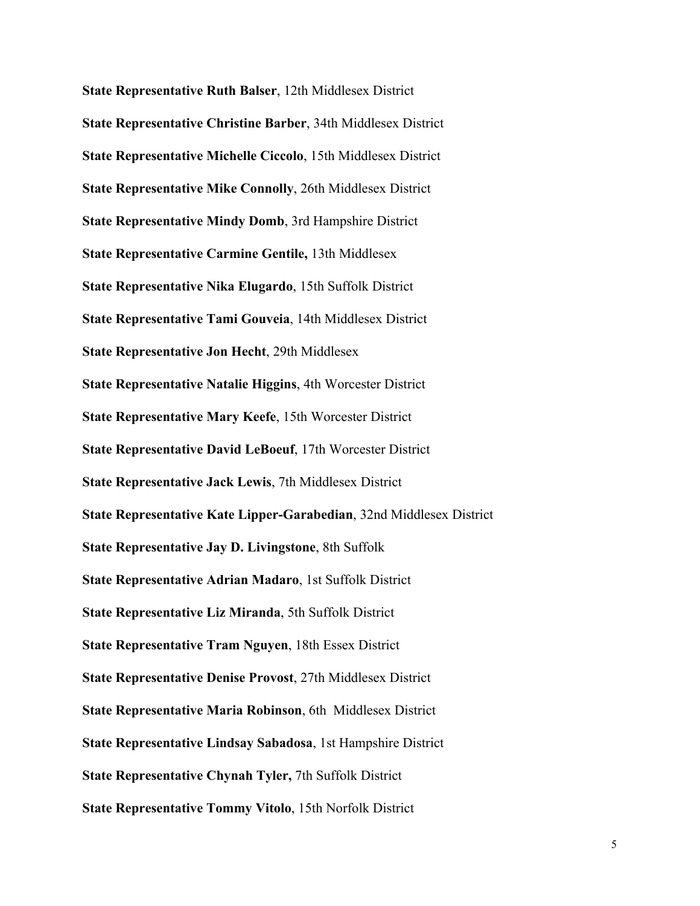**State Representative Ruth Balser**, 12th Middlesex District

**State Representative Christine Barber**, 34th Middlesex District

**State Representative Michelle Ciccolo**, 15th Middlesex District

**State Representative Mike Connolly**, 26th Middlesex District

**State Representative Mindy Domb**, 3rd Hampshire District

**State Representative Carmine Gentile,** 13th Middlesex

**State Representative Nika Elugardo**, 15th Suffolk District

**State Representative Tami Gouveia**, 14th Middlesex District

**State Representative Jon Hecht**, 29th Middlesex

**State Representative Natalie Higgins**, 4th Worcester District

**State Representative Mary Keefe**, 15th Worcester District

**State Representative David LeBoeuf**, 17th Worcester District

**State Representative Jack Lewis**, 7th Middlesex District

**State Representative Kate Lipper-Garabedian**, 32nd Middlesex District

**State Representative Jay D. Livingstone**, 8th Suffolk

**State Representative Adrian Madaro**, 1st Suffolk District

**State Representative Liz Miranda**, 5th Suffolk District

**State Representative Tram Nguyen**, 18th Essex District

**State Representative Denise Provost**, 27th Middlesex District

**State Representative Maria Robinson**, 6th Middlesex District

**State Representative Lindsay Sabadosa**, 1st Hampshire District

**State Representative Chynah Tyler,** 7th Suffolk District

**State Representative Tommy Vitolo**, 15th Norfolk District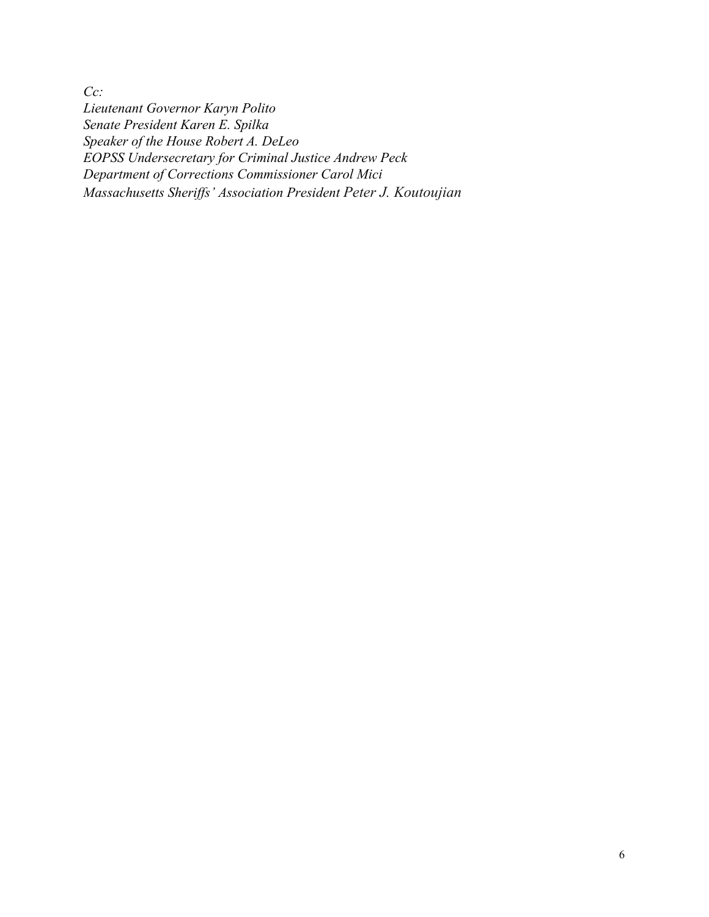*Cc:*
*Lieutenant Governor Karyn Polito*
*Senate President Karen E. Spilka*
*Speaker of the House Robert A. DeLeo*
*EOPSS Undersecretary for Criminal Justice Andrew Peck*
*Department of Corrections Commissioner Carol Mici*
*Massachusetts Sheriffs' Association President Peter J. Koutoujian*